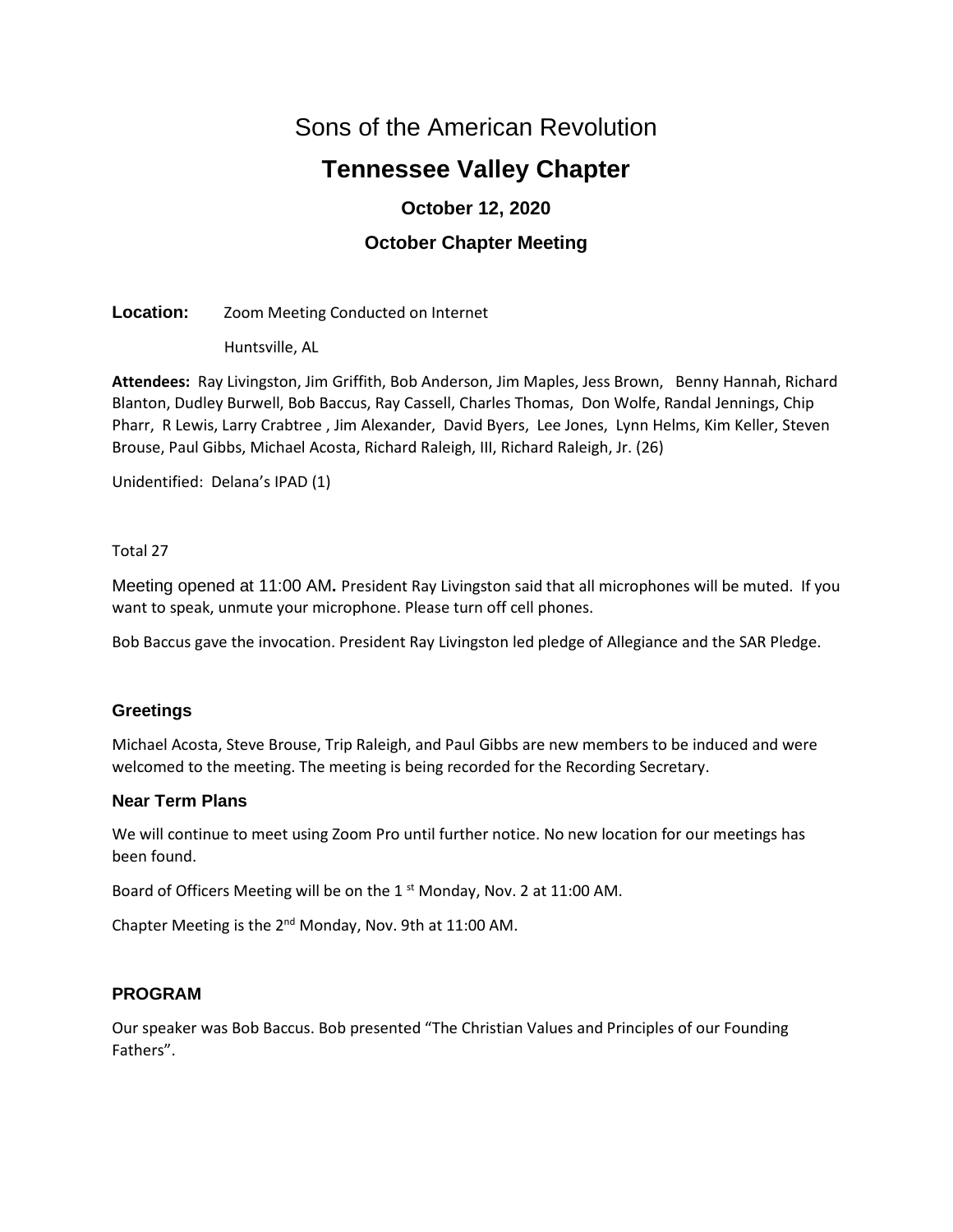# Sons of the American Revolution

## Tennessee Valley Chapter

### October 12, 2020

### October Chapter Meeting

**Location:** Zoom Meeting Conducted on Internet

Huntsville, AL

**Attendees:** Ray Livingston, Jim Griffith, Bob Anderson, Jim Maples, Jess Brown, Benny Hannah, Richard Blanton, Dudley Burwell, Bob Baccus, Ray Cassell, Charles Thomas, Don Wolfe, Randal Jennings, Chip Pharr, R Lewis, Larry Crabtree , Jim Alexander, David Byers, Lee Jones, Lynn Helms, Kim Keller, Steven Brouse, Paul Gibbs, Michael Acosta, Richard Raleigh, III, Richard Raleigh, Jr. (26)

Unidentified: Delana's IPAD (1)

Total 27

Meeting opened at 11:00 AM**.** President Ray Livingston said that all microphones will be muted. If you want to speak, unmute your microphone. Please turn off cell phones.

Bob Baccus gave the invocation. President Ray Livingston led pledge of Allegiance and the SAR Pledge.

### Greetings

Michael Acosta, Steve Brouse, Trip Raleigh, and Paul Gibbs are new members to be induced and were welcomed to the meeting. The meeting is being recorded for the Recording Secretary.

### Near Term Plans

We will continue to meet using Zoom Pro until further notice. No new location for our meetings has been found.

Board of Officers Meeting will be on the 1st Monday, Nov. 2 at 11:00 AM.

Chapter Meeting is the 2nd Monday, Nov. 9th at 11:00 AM.

### PROGRAM

Our speaker was Bob Baccus. Bob presented "The Christian Values and Principles of our Founding Fathers".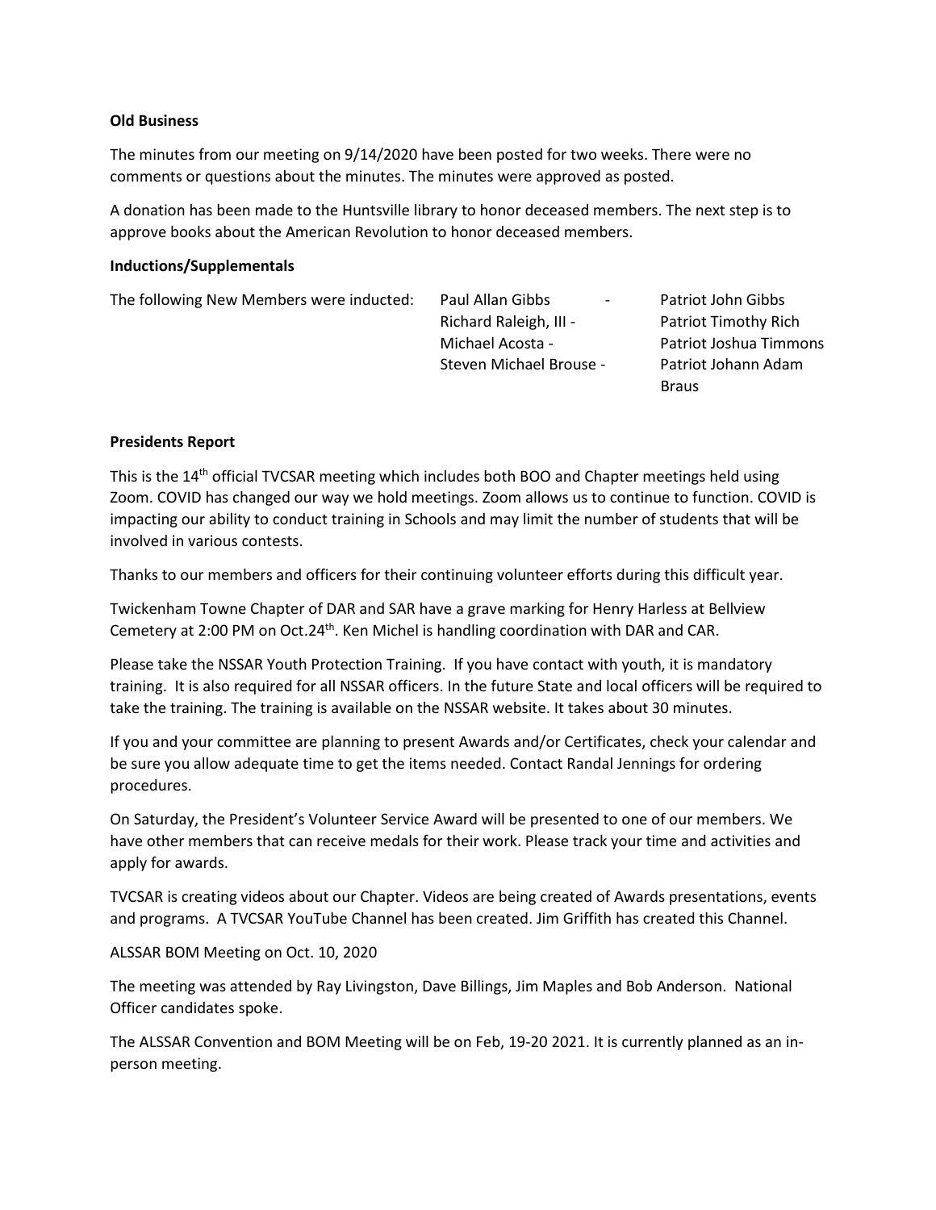**Old Business**

The minutes from our meeting on 9/14/2020 have been posted for two weeks. There were no comments or questions about the minutes. The minutes were approved as posted.

A donation has been made to the Huntsville library to honor deceased members. The next step is to approve books about the American Revolution to honor deceased members.

**Inductions/Supplementals**

The following New Members were inducted:

| New Member | Patriot |
|---|---|
| Paul Allan Gibbs - | Patriot John Gibbs |
| Richard Raleigh, III - | Patriot Timothy Rich |
| Michael Acosta - | Patriot Joshua Timmons |
| Steven Michael Brouse - | Patriot Johann Adam Braus |

**Presidents Report**

This is the 14th official TVCSAR meeting which includes both BOO and Chapter meetings held using Zoom. COVID has changed our way we hold meetings. Zoom allows us to continue to function. COVID is impacting our ability to conduct training in Schools and may limit the number of students that will be involved in various contests.

Thanks to our members and officers for their continuing volunteer efforts during this difficult year.

Twickenham Towne Chapter of DAR and SAR have a grave marking for Henry Harless at Bellview Cemetery at 2:00 PM on Oct.24th. Ken Michel is handling coordination with DAR and CAR.

Please take the NSSAR Youth Protection Training. If you have contact with youth, it is mandatory training. It is also required for all NSSAR officers. In the future State and local officers will be required to take the training. The training is available on the NSSAR website. It takes about 30 minutes.

If you and your committee are planning to present Awards and/or Certificates, check your calendar and be sure you allow adequate time to get the items needed. Contact Randal Jennings for ordering procedures.

On Saturday, the President's Volunteer Service Award will be presented to one of our members. We have other members that can receive medals for their work. Please track your time and activities and apply for awards.

TVCSAR is creating videos about our Chapter. Videos are being created of Awards presentations, events and programs. A TVCSAR YouTube Channel has been created. Jim Griffith has created this Channel.

ALSSAR BOM Meeting on Oct. 10, 2020

The meeting was attended by Ray Livingston, Dave Billings, Jim Maples and Bob Anderson. National Officer candidates spoke.

The ALSSAR Convention and BOM Meeting will be on Feb, 19-20 2021. It is currently planned as an in-person meeting.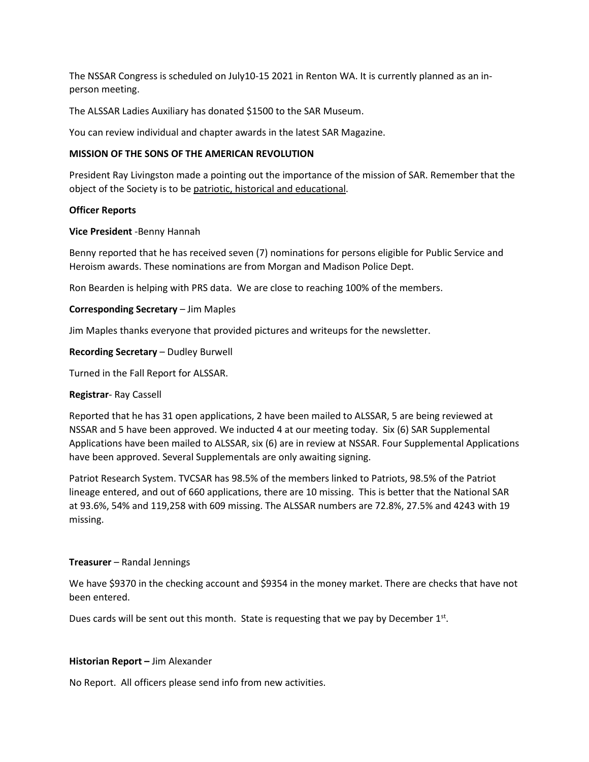The NSSAR Congress is scheduled on July10-15 2021 in Renton WA. It is currently planned as an in-person meeting.

The ALSSAR Ladies Auxiliary has donated $1500 to the SAR Museum.

You can review individual and chapter awards in the latest SAR Magazine.

**MISSION OF THE SONS OF THE AMERICAN REVOLUTION**

President Ray Livingston made a pointing out the importance of the mission of SAR. Remember that the object of the Society is to be patriotic, historical and educational.

**Officer Reports**

**Vice President** -Benny Hannah

Benny reported that he has received seven (7) nominations for persons eligible for Public Service and Heroism awards. These nominations are from Morgan and Madison Police Dept.

Ron Bearden is helping with PRS data. We are close to reaching 100% of the members.

**Corresponding Secretary** – Jim Maples

Jim Maples thanks everyone that provided pictures and writeups for the newsletter.

**Recording Secretary** – Dudley Burwell

Turned in the Fall Report for ALSSAR.

**Registrar**- Ray Cassell

Reported that he has 31 open applications, 2 have been mailed to ALSSAR, 5 are being reviewed at NSSAR and 5 have been approved. We inducted 4 at our meeting today. Six (6) SAR Supplemental Applications have been mailed to ALSSAR, six (6) are in review at NSSAR. Four Supplemental Applications have been approved. Several Supplementals are only awaiting signing.

Patriot Research System. TVCSAR has 98.5% of the members linked to Patriots, 98.5% of the Patriot lineage entered, and out of 660 applications, there are 10 missing. This is better that the National SAR at 93.6%, 54% and 119,258 with 609 missing. The ALSSAR numbers are 72.8%, 27.5% and 4243 with 19 missing.

**Treasurer** – Randal Jennings

We have $9370 in the checking account and $9354 in the money market. There are checks that have not been entered.

Dues cards will be sent out this month. State is requesting that we pay by December 1st.

**Historian Report –** Jim Alexander

No Report. All officers please send info from new activities.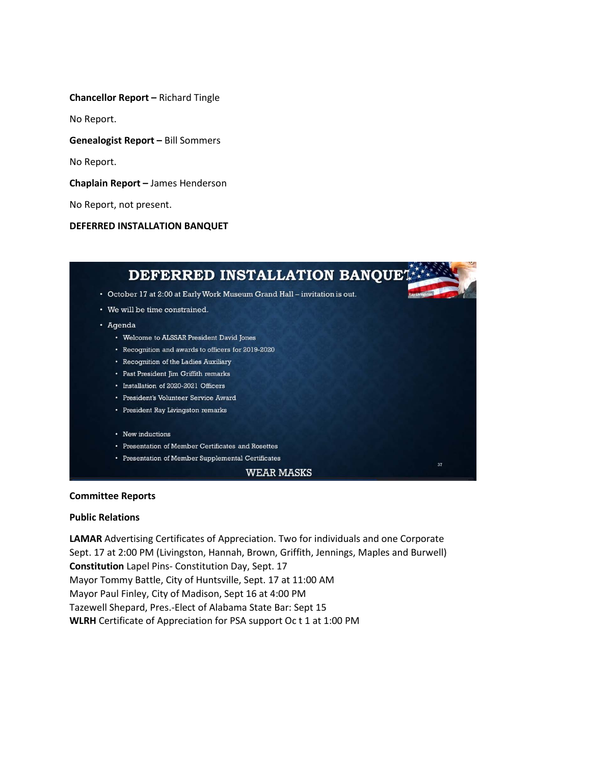**Chancellor Report –** Richard Tingle

No Report.

**Genealogist Report –** Bill Sommers

No Report.

**Chaplain Report –** James Henderson

No Report, not present.

**DEFERRED INSTALLATION BANQUET**

DEFERRED INSTALLATION BANQUET

- October 17 at 2:00 at Early Work Museum Grand Hall – invitation is out.
- We will be time constrained.
- Agenda
  - Welcome to ALSSAR President David Jones
  - Recognition and awards to officers for 2019-2020
  - Recognition of the Ladies Auxiliary
  - Past President Jim Griffith remarks
  - Installation of 2020-2021 Officers
  - President's Volunteer Service Award
  - President Ray Livingston remarks
  - New inductions
  - Presentation of Member Certificates and Rosettes
  - Presentation of Member Supplemental Certificates

WEAR MASKS

**Committee Reports**

**Public Relations**

**LAMAR** Advertising Certificates of Appreciation. Two for individuals and one Corporate Sept. 17 at 2:00 PM (Livingston, Hannah, Brown, Griffith, Jennings, Maples and Burwell)
**Constitution** Lapel Pins- Constitution Day, Sept. 17
Mayor Tommy Battle, City of Huntsville, Sept. 17 at 11:00 AM
Mayor Paul Finley, City of Madison, Sept 16 at 4:00 PM
Tazewell Shepard, Pres.-Elect of Alabama State Bar: Sept 15
**WLRH** Certificate of Appreciation for PSA support Oc t 1 at 1:00 PM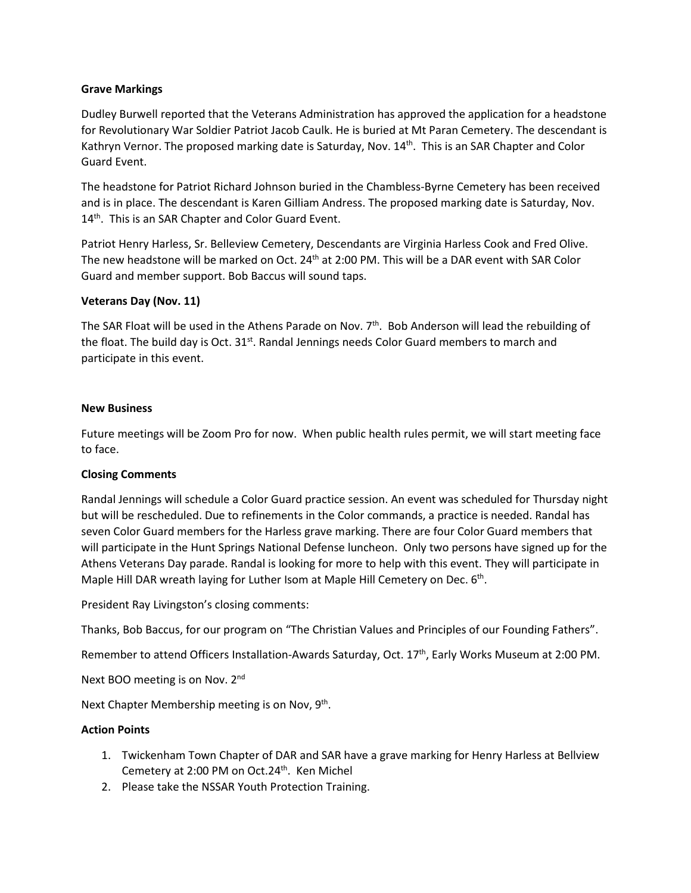**Grave Markings**

Dudley Burwell reported that the Veterans Administration has approved the application for a headstone for Revolutionary War Soldier Patriot Jacob Caulk. He is buried at Mt Paran Cemetery. The descendant is Kathryn Vernor. The proposed marking date is Saturday, Nov. 14th. This is an SAR Chapter and Color Guard Event.

The headstone for Patriot Richard Johnson buried in the Chambless-Byrne Cemetery has been received and is in place. The descendant is Karen Gilliam Andress. The proposed marking date is Saturday, Nov. 14th. This is an SAR Chapter and Color Guard Event.

Patriot Henry Harless, Sr. Belleview Cemetery, Descendants are Virginia Harless Cook and Fred Olive. The new headstone will be marked on Oct. 24th at 2:00 PM. This will be a DAR event with SAR Color Guard and member support. Bob Baccus will sound taps.

**Veterans Day (Nov. 11)**

The SAR Float will be used in the Athens Parade on Nov. 7th. Bob Anderson will lead the rebuilding of the float. The build day is Oct. 31st. Randal Jennings needs Color Guard members to march and participate in this event.

**New Business**

Future meetings will be Zoom Pro for now. When public health rules permit, we will start meeting face to face.

**Closing Comments**

Randal Jennings will schedule a Color Guard practice session. An event was scheduled for Thursday night but will be rescheduled. Due to refinements in the Color commands, a practice is needed. Randal has seven Color Guard members for the Harless grave marking. There are four Color Guard members that will participate in the Hunt Springs National Defense luncheon. Only two persons have signed up for the Athens Veterans Day parade. Randal is looking for more to help with this event. They will participate in Maple Hill DAR wreath laying for Luther Isom at Maple Hill Cemetery on Dec. 6th.

President Ray Livingston's closing comments:

Thanks, Bob Baccus, for our program on "The Christian Values and Principles of our Founding Fathers".

Remember to attend Officers Installation-Awards Saturday, Oct. 17th, Early Works Museum at 2:00 PM.

Next BOO meeting is on Nov. 2nd

Next Chapter Membership meeting is on Nov, 9th.

**Action Points**

1. Twickenham Town Chapter of DAR and SAR have a grave marking for Henry Harless at Bellview Cemetery at 2:00 PM on Oct.24th. Ken Michel
2. Please take the NSSAR Youth Protection Training.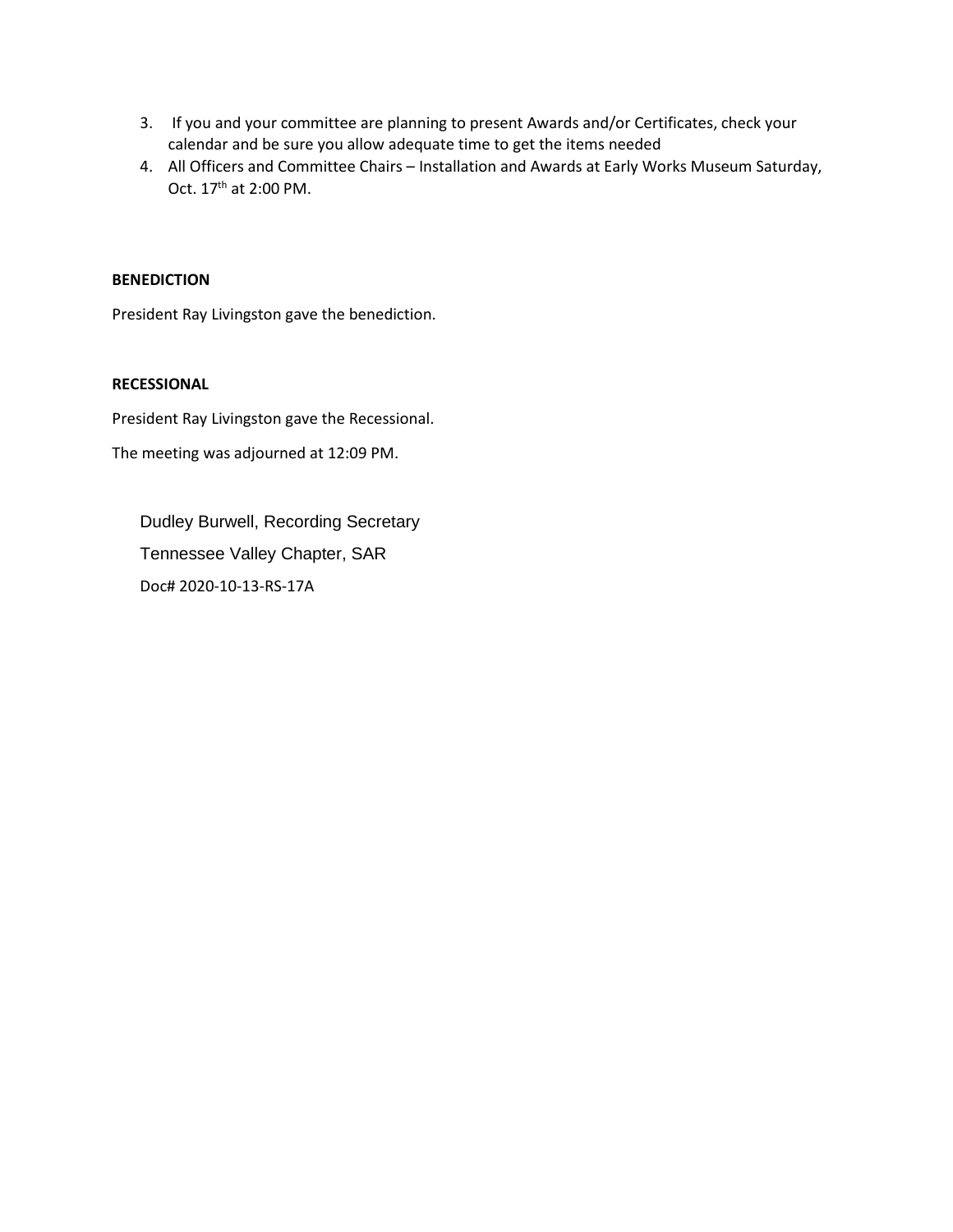3. If you and your committee are planning to present Awards and/or Certificates, check your calendar and be sure you allow adequate time to get the items needed
4. All Officers and Committee Chairs – Installation and Awards at Early Works Museum Saturday, Oct. 17th at 2:00 PM.

**BENEDICTION**

President Ray Livingston gave the benediction.

**RECESSIONAL**

President Ray Livingston gave the Recessional.

The meeting was adjourned at 12:09 PM.

Dudley Burwell, Recording Secretary

Tennessee Valley Chapter, SAR

Doc# 2020-10-13-RS-17A